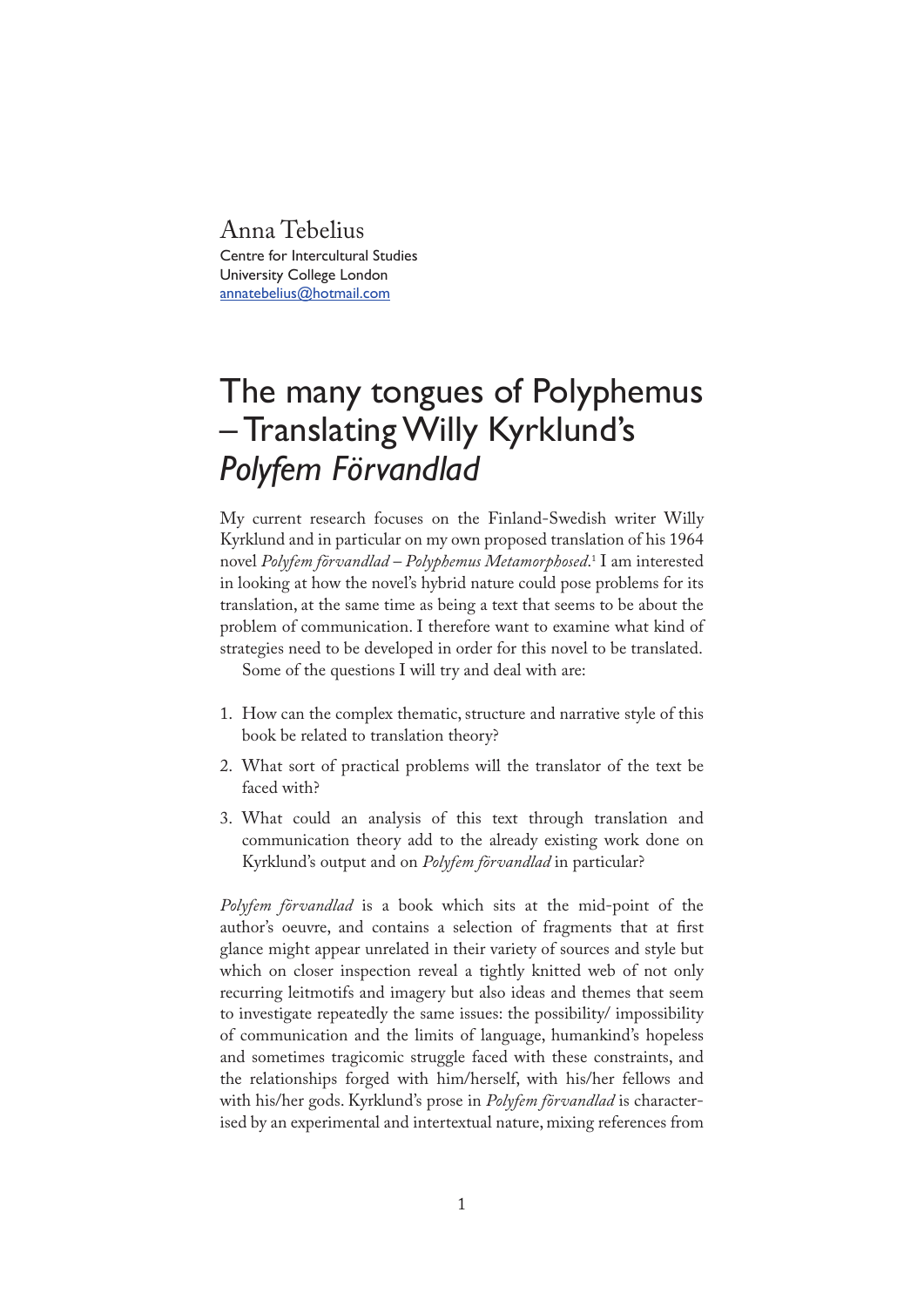Anna Tebelius

Centre for Intercultural Studies
University College London
annatebelius@hotmail.com

# The many tongues of Polyphemus – Translating Willy Kyrklund's *Polyfem Förvandlad*

My current research focuses on the Finland-Swedish writer Willy Kyrklund and in particular on my own proposed translation of his 1964 novel *Polyfem förvandlad – Polyphemus Metamorphosed*.[1] I am interested in looking at how the novel's hybrid nature could pose problems for its translation, at the same time as being a text that seems to be about the problem of communication. I therefore want to examine what kind of strategies need to be developed in order for this novel to be translated.

Some of the questions I will try and deal with are:

1. How can the complex thematic, structure and narrative style of this book be related to translation theory?
2. What sort of practical problems will the translator of the text be faced with?
3. What could an analysis of this text through translation and communication theory add to the already existing work done on Kyrklund's output and on *Polyfem förvandlad* in particular?

*Polyfem förvandlad* is a book which sits at the mid-point of the author's oeuvre, and contains a selection of fragments that at first glance might appear unrelated in their variety of sources and style but which on closer inspection reveal a tightly knitted web of not only recurring leitmotifs and imagery but also ideas and themes that seem to investigate repeatedly the same issues: the possibility/ impossibility of communication and the limits of language, humankind's hopeless and sometimes tragicomic struggle faced with these constraints, and the relationships forged with him/herself, with his/her fellows and with his/her gods. Kyrklund's prose in *Polyfem förvandlad* is characterised by an experimental and intertextual nature, mixing references from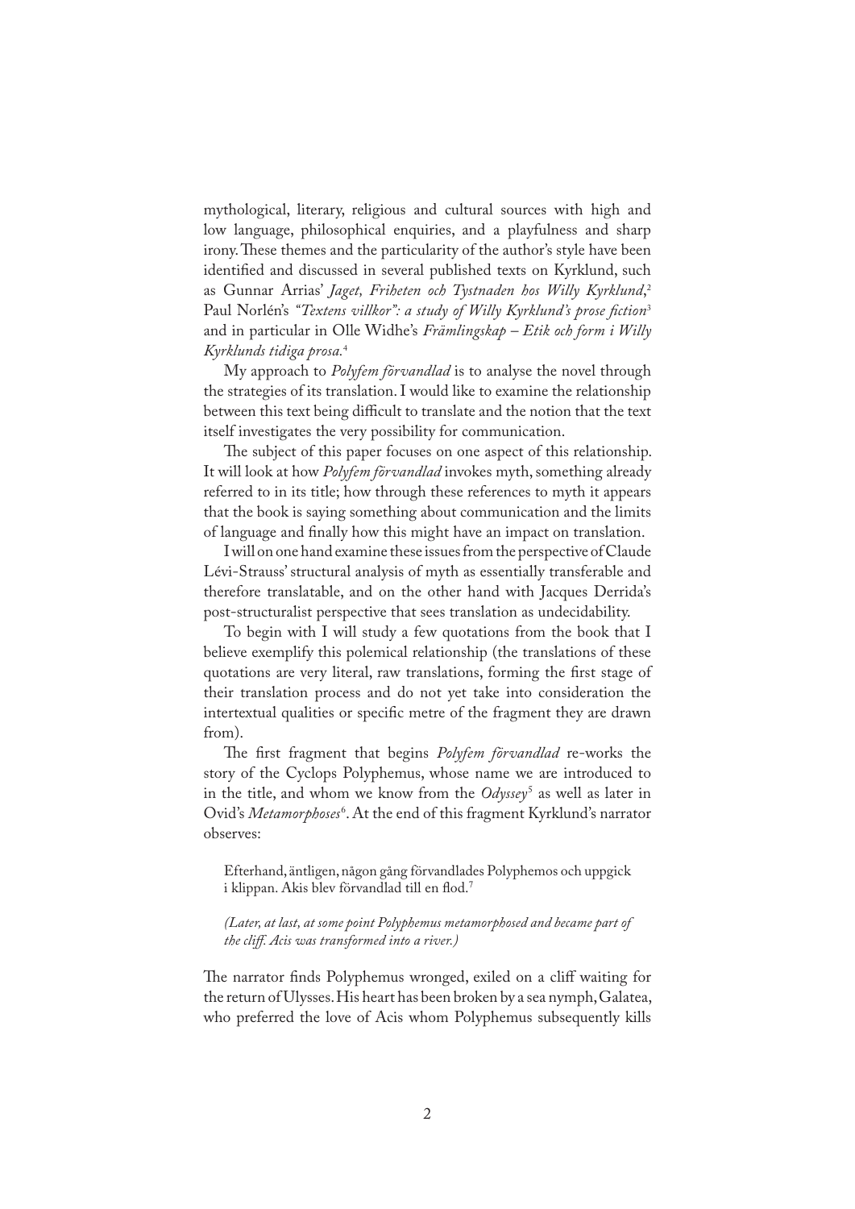mythological, literary, religious and cultural sources with high and low language, philosophical enquiries, and a playfulness and sharp irony. These themes and the particularity of the author's style have been identified and discussed in several published texts on Kyrklund, such as Gunnar Arrias' *Jaget, Friheten och Tystnaden hos Willy Kyrklund*,[2] Paul Norlén's *"Textens villkor": a study of Willy Kyrklund's prose fiction*[3] and in particular in Olle Widhe's *Främlingskap – Etik och form i Willy Kyrklunds tidiga prosa*.[4]

My approach to *Polyfem förvandlad* is to analyse the novel through the strategies of its translation. I would like to examine the relationship between this text being difficult to translate and the notion that the text itself investigates the very possibility for communication.

The subject of this paper focuses on one aspect of this relationship. It will look at how *Polyfem förvandlad* invokes myth, something already referred to in its title; how through these references to myth it appears that the book is saying something about communication and the limits of language and finally how this might have an impact on translation.

I will on one hand examine these issues from the perspective of Claude Lévi-Strauss' structural analysis of myth as essentially transferable and therefore translatable, and on the other hand with Jacques Derrida's post-structuralist perspective that sees translation as undecidability.

To begin with I will study a few quotations from the book that I believe exemplify this polemical relationship (the translations of these quotations are very literal, raw translations, forming the first stage of their translation process and do not yet take into consideration the intertextual qualities or specific metre of the fragment they are drawn from).

The first fragment that begins *Polyfem förvandlad* re-works the story of the Cyclops Polyphemus, whose name we are introduced to in the title, and whom we know from the *Odyssey*[5] as well as later in Ovid's *Metamorphoses*[6]. At the end of this fragment Kyrklund's narrator observes:

> Efterhand, äntligen, någon gång förvandlades Polyphemos och uppgick i klippan. Akis blev förvandlad till en flod.[7]
>
> *(Later, at last, at some point Polyphemus metamorphosed and became part of the cliff. Acis was transformed into a river.)*

The narrator finds Polyphemus wronged, exiled on a cliff waiting for the return of Ulysses. His heart has been broken by a sea nymph, Galatea, who preferred the love of Acis whom Polyphemus subsequently kills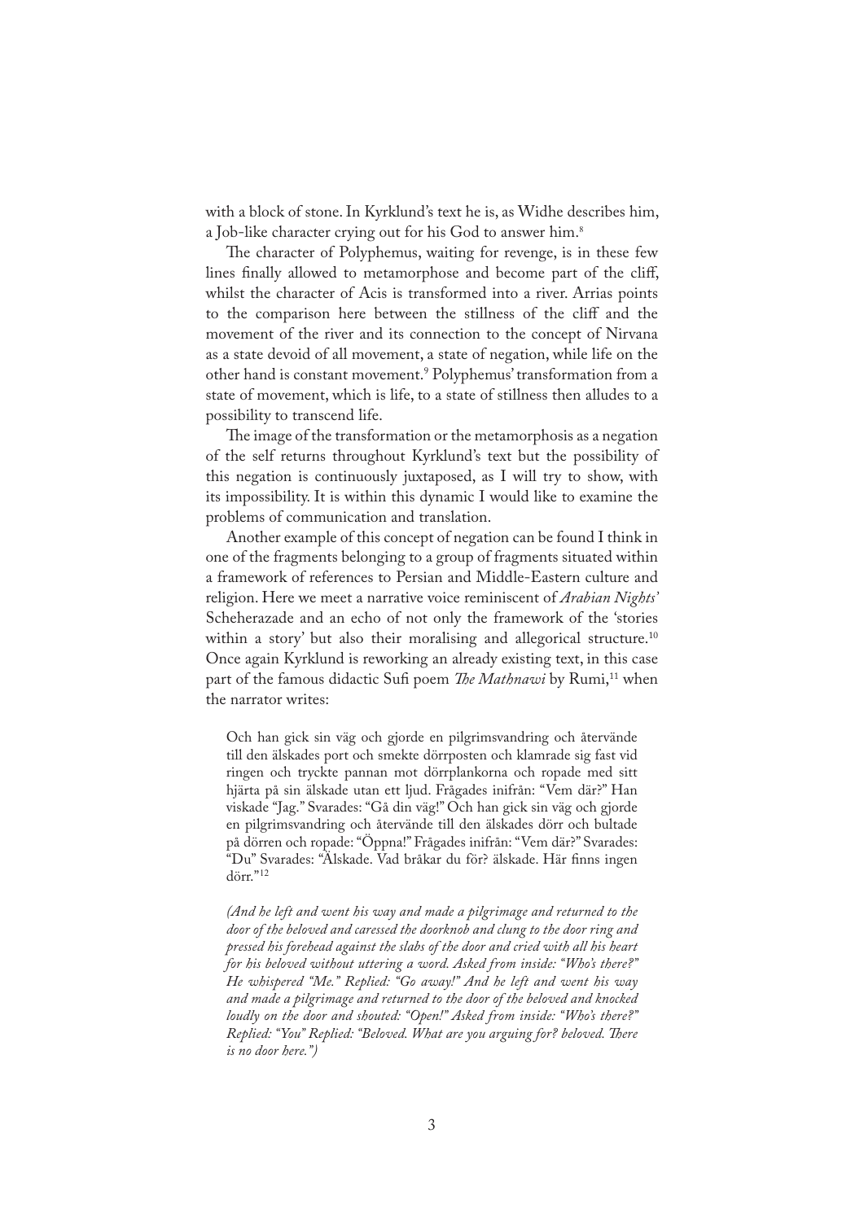with a block of stone. In Kyrklund's text he is, as Widhe describes him, a Job-like character crying out for his God to answer him.[8]

The character of Polyphemus, waiting for revenge, is in these few lines finally allowed to metamorphose and become part of the cliff, whilst the character of Acis is transformed into a river. Arrias points to the comparison here between the stillness of the cliff and the movement of the river and its connection to the concept of Nirvana as a state devoid of all movement, a state of negation, while life on the other hand is constant movement.[9] Polyphemus' transformation from a state of movement, which is life, to a state of stillness then alludes to a possibility to transcend life.

The image of the transformation or the metamorphosis as a negation of the self returns throughout Kyrklund's text but the possibility of this negation is continuously juxtaposed, as I will try to show, with its impossibility. It is within this dynamic I would like to examine the problems of communication and translation.

Another example of this concept of negation can be found I think in one of the fragments belonging to a group of fragments situated within a framework of references to Persian and Middle-Eastern culture and religion. Here we meet a narrative voice reminiscent of *Arabian Nights'* Scheherazade and an echo of not only the framework of the 'stories within a story' but also their moralising and allegorical structure.[10] Once again Kyrklund is reworking an already existing text, in this case part of the famous didactic Sufi poem *The Mathnawi* by Rumi,[11] when the narrator writes:

> Och han gick sin väg och gjorde en pilgrimsvandring och återvände till den älskades port och smekte dörrposten och klamrade sig fast vid ringen och tryckte pannan mot dörrplankorna och ropade med sitt hjärta på sin älskade utan ett ljud. Frågades inifrån: "Vem där?" Han viskade "Jag." Svarades: "Gå din väg!" Och han gick sin väg och gjorde en pilgrimsvandring och återvände till den älskades dörr och bultade på dörren och ropade: "Öppna!" Frågades inifrån: "Vem där?" Svarades: "Du" Svarades: "Älskade. Vad bråkar du för? älskade. Här finns ingen dörr."[12]
>
> *(And he left and went his way and made a pilgrimage and returned to the door of the beloved and caressed the doorknob and clung to the door ring and pressed his forehead against the slabs of the door and cried with all his heart for his beloved without uttering a word. Asked from inside: "Who's there?" He whispered "Me." Replied: "Go away!" And he left and went his way and made a pilgrimage and returned to the door of the beloved and knocked loudly on the door and shouted: "Open!" Asked from inside: "Who's there?" Replied: "You" Replied: "Beloved. What are you arguing for? beloved. There is no door here.")*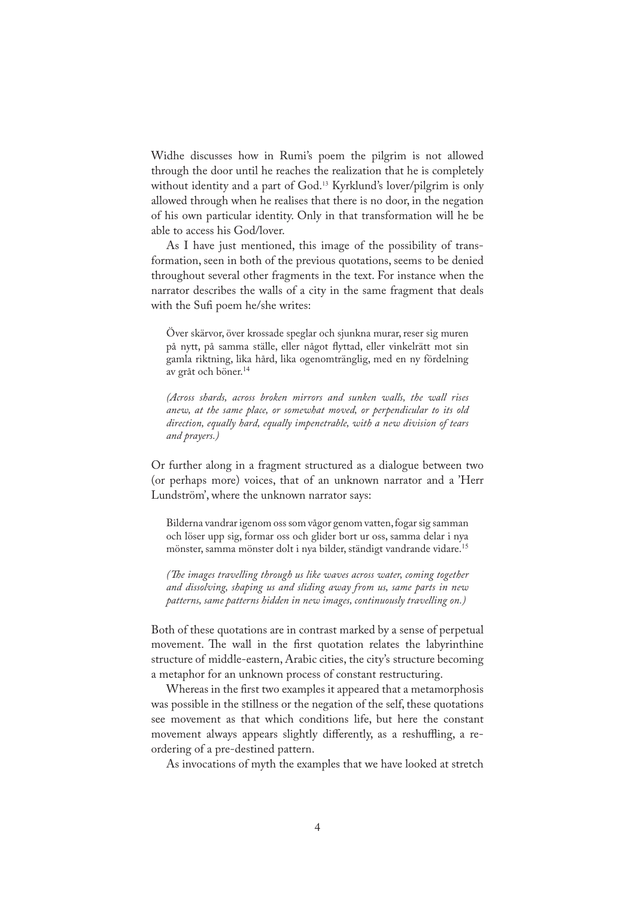Widhe discusses how in Rumi's poem the pilgrim is not allowed through the door until he reaches the realization that he is completely without identity and a part of God.[13] Kyrklund's lover/pilgrim is only allowed through when he realises that there is no door, in the negation of his own particular identity. Only in that transformation will he be able to access his God/lover.

As I have just mentioned, this image of the possibility of transformation, seen in both of the previous quotations, seems to be denied throughout several other fragments in the text. For instance when the narrator describes the walls of a city in the same fragment that deals with the Sufi poem he/she writes:

> Över skärvor, över krossade speglar och sjunkna murar, reser sig muren på nytt, på samma ställe, eller något flyttad, eller vinkelrätt mot sin gamla riktning, lika hård, lika ogenomtränglig, med en ny fördelning av gråt och böner.[14]
>
> *(Across shards, across broken mirrors and sunken walls, the wall rises anew, at the same place, or somewhat moved, or perpendicular to its old direction, equally hard, equally impenetrable, with a new division of tears and prayers.)*

Or further along in a fragment structured as a dialogue between two (or perhaps more) voices, that of an unknown narrator and a 'Herr Lundström', where the unknown narrator says:

> Bilderna vandrar igenom oss som vågor genom vatten, fogar sig samman och löser upp sig, formar oss och glider bort ur oss, samma delar i nya mönster, samma mönster dolt i nya bilder, ständigt vandrande vidare.[15]
>
> *(The images travelling through us like waves across water, coming together and dissolving, shaping us and sliding away from us, same parts in new patterns, same patterns hidden in new images, continuously travelling on.)*

Both of these quotations are in contrast marked by a sense of perpetual movement. The wall in the first quotation relates the labyrinthine structure of middle-eastern, Arabic cities, the city's structure becoming a metaphor for an unknown process of constant restructuring.

Whereas in the first two examples it appeared that a metamorphosis was possible in the stillness or the negation of the self, these quotations see movement as that which conditions life, but here the constant movement always appears slightly differently, as a reshuffling, a re-ordering of a pre-destined pattern.

As invocations of myth the examples that we have looked at stretch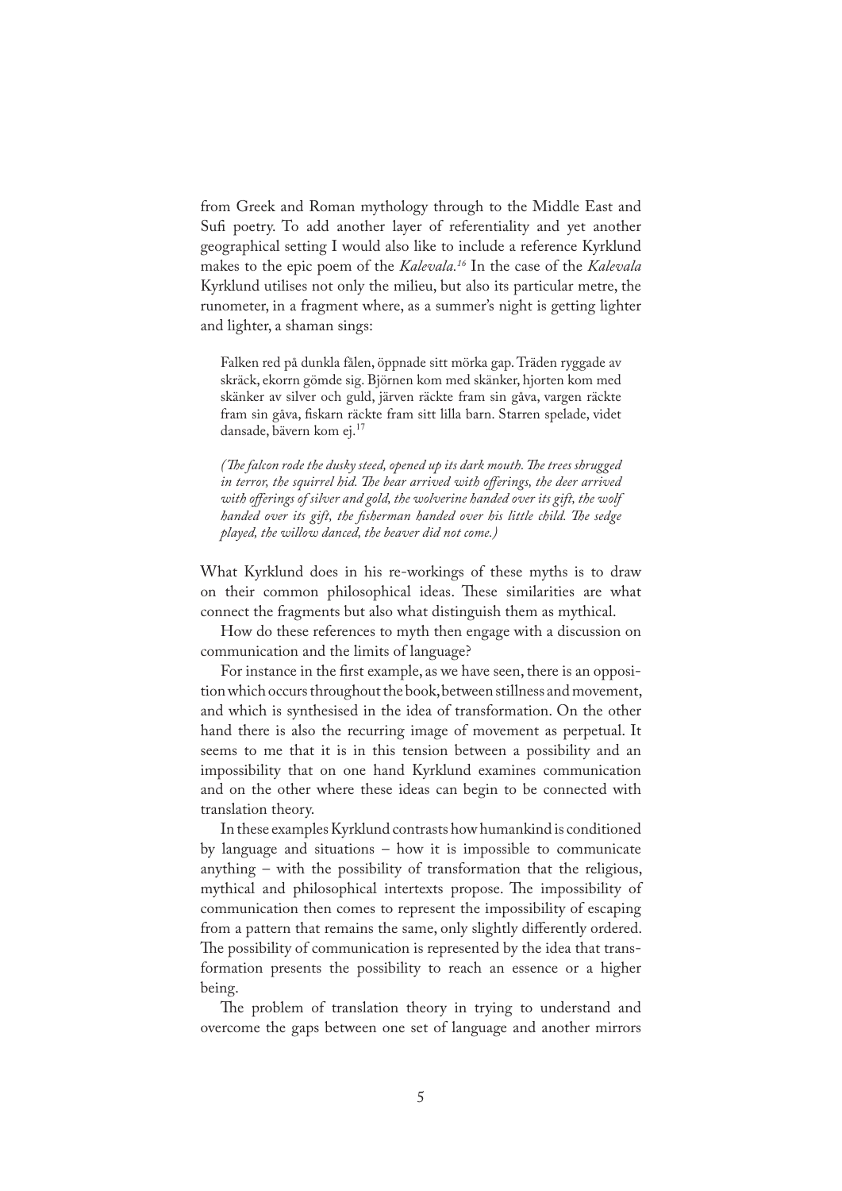from Greek and Roman mythology through to the Middle East and Sufi poetry. To add another layer of referentiality and yet another geographical setting I would also like to include a reference Kyrklund makes to the epic poem of the *Kalevala.*[16] In the case of the *Kalevala* Kyrklund utilises not only the milieu, but also its particular metre, the runometer, in a fragment where, as a summer's night is getting lighter and lighter, a shaman sings:

> Falken red på dunkla fålen, öppnade sitt mörka gap. Träden ryggade av skräck, ekorrn gömde sig. Björnen kom med skänker, hjorten kom med skänker av silver och guld, järven räckte fram sin gåva, vargen räckte fram sin gåva, fiskarn räckte fram sitt lilla barn. Starren spelade, videt dansade, bävern kom ej.[17]
>
> *(The falcon rode the dusky steed, opened up its dark mouth. The trees shrugged in terror, the squirrel hid. The bear arrived with offerings, the deer arrived with offerings of silver and gold, the wolverine handed over its gift, the wolf handed over its gift, the fisherman handed over his little child. The sedge played, the willow danced, the beaver did not come.)*

What Kyrklund does in his re-workings of these myths is to draw on their common philosophical ideas. These similarities are what connect the fragments but also what distinguish them as mythical.

How do these references to myth then engage with a discussion on communication and the limits of language?

For instance in the first example, as we have seen, there is an opposition which occurs throughout the book, between stillness and movement, and which is synthesised in the idea of transformation. On the other hand there is also the recurring image of movement as perpetual. It seems to me that it is in this tension between a possibility and an impossibility that on one hand Kyrklund examines communication and on the other where these ideas can begin to be connected with translation theory.

In these examples Kyrklund contrasts how humankind is conditioned by language and situations – how it is impossible to communicate anything – with the possibility of transformation that the religious, mythical and philosophical intertexts propose. The impossibility of communication then comes to represent the impossibility of escaping from a pattern that remains the same, only slightly differently ordered. The possibility of communication is represented by the idea that transformation presents the possibility to reach an essence or a higher being.

The problem of translation theory in trying to understand and overcome the gaps between one set of language and another mirrors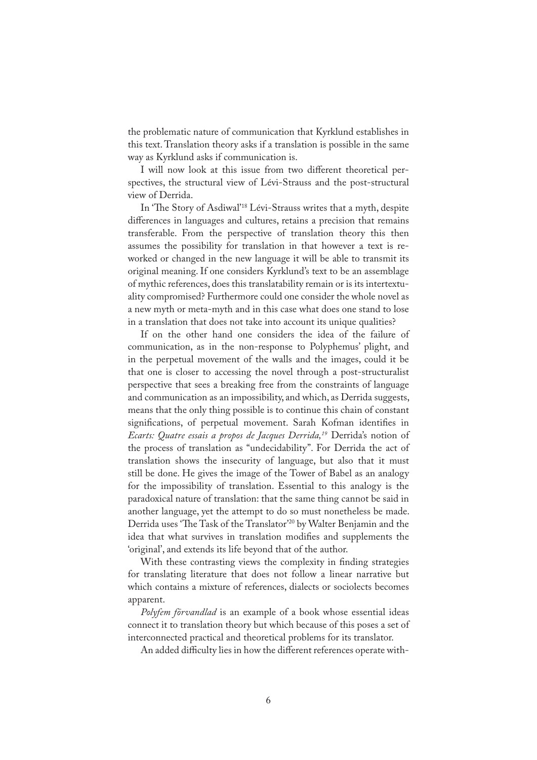the problematic nature of communication that Kyrklund establishes in this text. Translation theory asks if a translation is possible in the same way as Kyrklund asks if communication is.

I will now look at this issue from two different theoretical perspectives, the structural view of Lévi-Strauss and the post-structural view of Derrida.

In 'The Story of Asdiwal'[18] Lévi-Strauss writes that a myth, despite differences in languages and cultures, retains a precision that remains transferable. From the perspective of translation theory this then assumes the possibility for translation in that however a text is reworked or changed in the new language it will be able to transmit its original meaning. If one considers Kyrklund's text to be an assemblage of mythic references, does this translatability remain or is its intertextuality compromised? Furthermore could one consider the whole novel as a new myth or meta-myth and in this case what does one stand to lose in a translation that does not take into account its unique qualities?

If on the other hand one considers the idea of the failure of communication, as in the non-response to Polyphemus' plight, and in the perpetual movement of the walls and the images, could it be that one is closer to accessing the novel through a post-structuralist perspective that sees a breaking free from the constraints of language and communication as an impossibility, and which, as Derrida suggests, means that the only thing possible is to continue this chain of constant significations, of perpetual movement. Sarah Kofman identifies in *Ecarts: Quatre essais a propos de Jacques Derrida,*[19] Derrida's notion of the process of translation as "undecidability". For Derrida the act of translation shows the insecurity of language, but also that it must still be done. He gives the image of the Tower of Babel as an analogy for the impossibility of translation. Essential to this analogy is the paradoxical nature of translation: that the same thing cannot be said in another language, yet the attempt to do so must nonetheless be made. Derrida uses 'The Task of the Translator'[20] by Walter Benjamin and the idea that what survives in translation modifies and supplements the 'original', and extends its life beyond that of the author.

With these contrasting views the complexity in finding strategies for translating literature that does not follow a linear narrative but which contains a mixture of references, dialects or sociolects becomes apparent.

*Polyfem förvandlad* is an example of a book whose essential ideas connect it to translation theory but which because of this poses a set of interconnected practical and theoretical problems for its translator.

An added difficulty lies in how the different references operate with-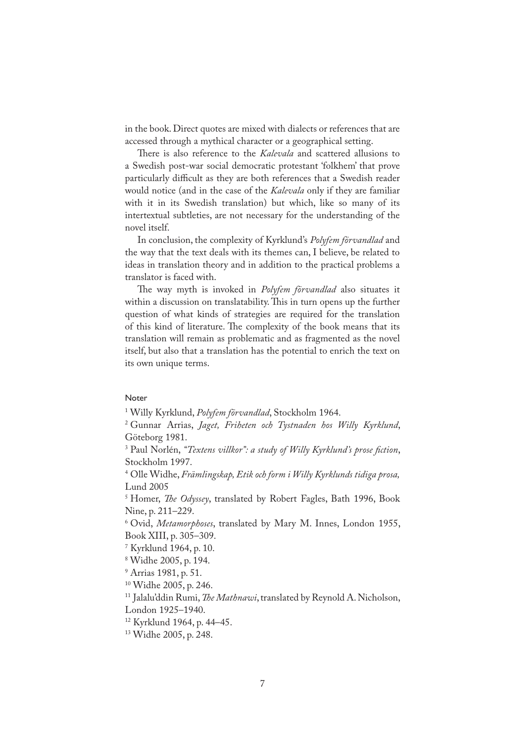in the book. Direct quotes are mixed with dialects or references that are accessed through a mythical character or a geographical setting.

There is also reference to the *Kalevala* and scattered allusions to a Swedish post-war social democratic protestant 'folkhem' that prove particularly difficult as they are both references that a Swedish reader would notice (and in the case of the *Kalevala* only if they are familiar with it in its Swedish translation) but which, like so many of its intertextual subtleties, are not necessary for the understanding of the novel itself.

In conclusion, the complexity of Kyrklund's *Polyfem förvandlad* and the way that the text deals with its themes can, I believe, be related to ideas in translation theory and in addition to the practical problems a translator is faced with.

The way myth is invoked in *Polyfem förvandlad* also situates it within a discussion on translatability. This in turn opens up the further question of what kinds of strategies are required for the translation of this kind of literature. The complexity of the book means that its translation will remain as problematic and as fragmented as the novel itself, but also that a translation has the potential to enrich the text on its own unique terms.

#### Noter

[1] Willy Kyrklund, *Polyfem förvandlad*, Stockholm 1964.
[2] Gunnar Arrias, *Jaget, Friheten och Tystnaden hos Willy Kyrklund*, Göteborg 1981.
[3] Paul Norlén, *"Textens villkor": a study of Willy Kyrklund's prose fiction*, Stockholm 1997.
[4] Olle Widhe, *Främlingskap, Etik och form i Willy Kyrklunds tidiga prosa,* Lund 2005
[5] Homer, *The Odyssey*, translated by Robert Fagles, Bath 1996, Book Nine, p. 211–229.
[6] Ovid, *Metamorphoses*, translated by Mary M. Innes, London 1955, Book XIII, p. 305–309.
[7] Kyrklund 1964, p. 10.
[8] Widhe 2005, p. 194.
[9] Arrias 1981, p. 51.
[10] Widhe 2005, p. 246.
[11] Jalalu'ddin Rumi, *The Mathnawi*, translated by Reynold A. Nicholson, London 1925–1940.
[12] Kyrklund 1964, p. 44–45.
[13] Widhe 2005, p. 248.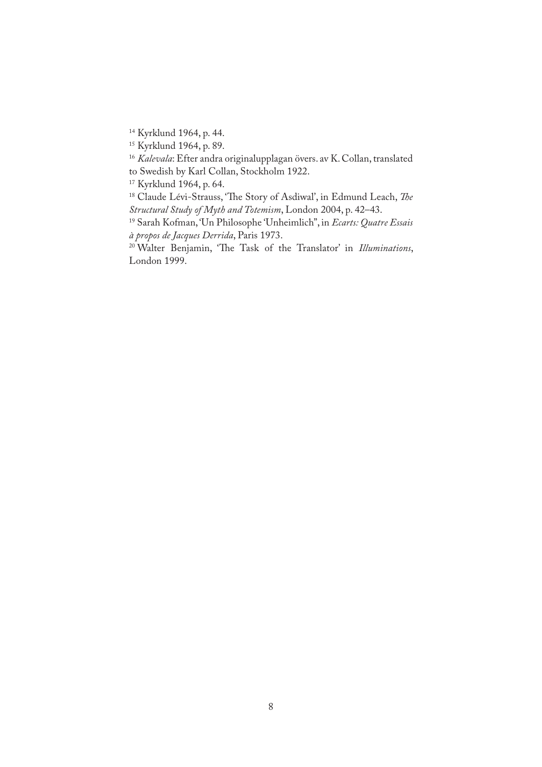[14] Kyrklund 1964, p. 44.

[15] Kyrklund 1964, p. 89.

[16] *Kalevala*: Efter andra originalupplagan övers. av K. Collan, translated to Swedish by Karl Collan, Stockholm 1922.

[17] Kyrklund 1964, p. 64.

[18] Claude Lévi-Strauss, 'The Story of Asdiwal', in Edmund Leach, *The Structural Study of Myth and Totemism*, London 2004, p. 42–43.

[19] Sarah Kofman, 'Un Philosophe 'Unheimlich'', in *Ecarts: Quatre Essais à propos de Jacques Derrida*, Paris 1973.

[20] Walter Benjamin, 'The Task of the Translator' in *Illuminations*, London 1999.